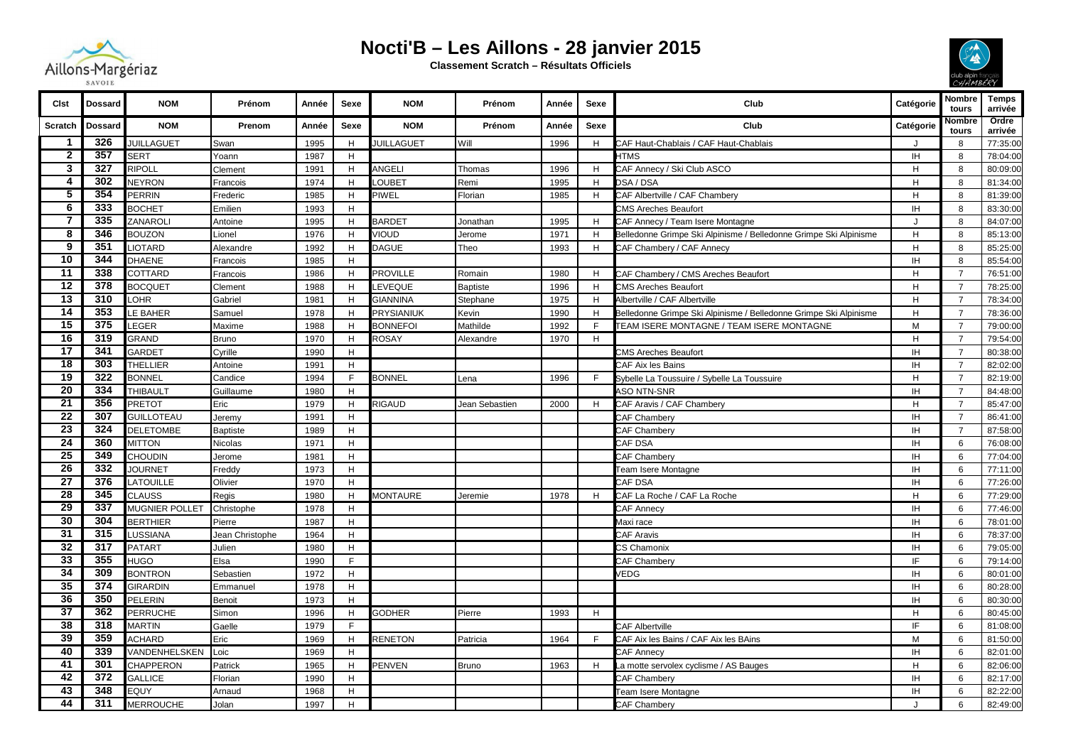# Nocti'B – Les Aillons - 28 janvier 2015

**Classement Scratch – Résultats Officiels**

| Clst | Dossard | NOM | Prénom | Année | Sexe | NOM | Prénom | Année | Sexe | Club | Catégorie | Nombre tours | Temps arrivée |
|---|---|---|---|---|---|---|---|---|---|---|---|---|---|
| Scratch | Dossard | NOM | Prenom | Année | Sexe | NOM | Prénom | Année | Sexe | Club | Catégorie | Nombre tours | Ordre arrivée |
| 1 | 326 | JUILLAGUET | Swan | 1995 | H | JUILLAGUET | Will | 1996 | H | CAF Haut-Chablais / CAF Haut-Chablais | J | 8 | 77:35:00 |
| 2 | 357 | SERT | Yoann | 1987 | H | | | | | HTMS | IH | 8 | 78:04:00 |
| 3 | 327 | RIPOLL | Clement | 1991 | H | ANGELI | Thomas | 1996 | H | CAF Annecy / Ski Club ASCO | H | 8 | 80:09:00 |
| 4 | 302 | NEYRON | Francois | 1974 | H | LOUBET | Remi | 1995 | H | DSA / DSA | H | 8 | 81:34:00 |
| 5 | 354 | PERRIN | Frederic | 1985 | H | PIWEL | Florian | 1985 | H | CAF Albertville / CAF Chambery | H | 8 | 81:39:00 |
| 6 | 333 | BOCHET | Emilien | 1993 | H | | | | | CMS Areches Beaufort | IH | 8 | 83:30:00 |
| 7 | 335 | ZANAROLI | Antoine | 1995 | H | BARDET | Jonathan | 1995 | H | CAF Annecy / Team Isere Montagne | J | 8 | 84:07:00 |
| 8 | 346 | BOUZON | Lionel | 1976 | H | VIOUD | Jerome | 1971 | H | Belledonne Grimpe Ski Alpinisme / Belledonne Grimpe Ski Alpinisme | H | 8 | 85:13:00 |
| 9 | 351 | LIOTARD | Alexandre | 1992 | H | DAGUE | Theo | 1993 | H | CAF Chambery / CAF Annecy | H | 8 | 85:25:00 |
| 10 | 344 | DHAENE | Francois | 1985 | H | | | | | | IH | 8 | 85:54:00 |
| 11 | 338 | COTTARD | Francois | 1986 | H | PROVILLE | Romain | 1980 | H | CAF Chambery / CMS Areches Beaufort | H | 7 | 76:51:00 |
| 12 | 378 | BOCQUET | Clement | 1988 | H | LEVEQUE | Baptiste | 1996 | H | CMS Areches Beaufort | H | 7 | 78:25:00 |
| 13 | 310 | LOHR | Gabriel | 1981 | H | GIANNINA | Stephane | 1975 | H | Albertville / CAF Albertville | H | 7 | 78:34:00 |
| 14 | 353 | LE BAHER | Samuel | 1978 | H | PRYSIANIUK | Kevin | 1990 | H | Belledonne Grimpe Ski Alpinisme / Belledonne Grimpe Ski Alpinisme | H | 7 | 78:36:00 |
| 15 | 375 | LEGER | Maxime | 1988 | H | BONNEFOI | Mathilde | 1992 | F | TEAM ISERE MONTAGNE / TEAM ISERE MONTAGNE | M | 7 | 79:00:00 |
| 16 | 319 | GRAND | Bruno | 1970 | H | ROSAY | Alexandre | 1970 | H | | H | 7 | 79:54:00 |
| 17 | 341 | GARDET | Cyrille | 1990 | H | | | | | CMS Areches Beaufort | IH | 7 | 80:38:00 |
| 18 | 303 | THELLIER | Antoine | 1991 | H | | | | | CAF Aix les Bains | IH | 7 | 82:02:00 |
| 19 | 322 | BONNEL | Candice | 1994 | F | BONNEL | Lena | 1996 | F | Sybelle La Toussuire / Sybelle La Toussuire | H | 7 | 82:19:00 |
| 20 | 334 | THIBAULT | Guillaume | 1980 | H | | | | | ASO NTN-SNR | IH | 7 | 84:48:00 |
| 21 | 356 | PRETOT | Eric | 1979 | H | RIGAUD | Jean Sebastien | 2000 | H | CAF Aravis / CAF Chambery | H | 7 | 85:47:00 |
| 22 | 307 | GUILLOTEAU | Jeremy | 1991 | H | | | | | CAF Chambery | IH | 7 | 86:41:00 |
| 23 | 324 | DELETOMBE | Baptiste | 1989 | H | | | | | CAF Chambery | IH | 7 | 87:58:00 |
| 24 | 360 | MITTON | Nicolas | 1971 | H | | | | | CAF DSA | IH | 6 | 76:08:00 |
| 25 | 349 | CHOUDIN | Jerome | 1981 | H | | | | | CAF Chambery | IH | 6 | 77:04:00 |
| 26 | 332 | JOURNET | Freddy | 1973 | H | | | | | Team Isere Montagne | IH | 6 | 77:11:00 |
| 27 | 376 | LATOUILLE | Olivier | 1970 | H | | | | | CAF DSA | IH | 6 | 77:26:00 |
| 28 | 345 | CLAUSS | Regis | 1980 | H | MONTAURE | Jeremie | 1978 | H | CAF La Roche / CAF La Roche | H | 6 | 77:29:00 |
| 29 | 337 | MUGNIER POLLET | Christophe | 1978 | H | | | | | CAF Annecy | IH | 6 | 77:46:00 |
| 30 | 304 | BERTHIER | Pierre | 1987 | H | | | | | Maxi race | IH | 6 | 78:01:00 |
| 31 | 315 | LUSSIANA | Jean Christophe | 1964 | H | | | | | CAF Aravis | IH | 6 | 78:37:00 |
| 32 | 317 | PATART | Julien | 1980 | H | | | | | CS Chamonix | IH | 6 | 79:05:00 |
| 33 | 355 | HUGO | Elsa | 1990 | F | | | | | CAF Chambery | IF | 6 | 79:14:00 |
| 34 | 309 | BONTRON | Sebastien | 1972 | H | | | | | VEDG | IH | 6 | 80:01:00 |
| 35 | 374 | GIRARDIN | Emmanuel | 1978 | H | | | | | | IH | 6 | 80:28:00 |
| 36 | 350 | PELERIN | Benoit | 1973 | H | | | | | | IH | 6 | 80:30:00 |
| 37 | 362 | PERRUCHE | Simon | 1996 | H | GODHER | Pierre | 1993 | H | | H | 6 | 80:45:00 |
| 38 | 318 | MARTIN | Gaelle | 1979 | F | | | | | CAF Albertville | IF | 6 | 81:08:00 |
| 39 | 359 | ACHARD | Eric | 1969 | H | RENETON | Patricia | 1964 | F | CAF Aix les Bains / CAF Aix les BAins | M | 6 | 81:50:00 |
| 40 | 339 | VANDENHELSKEN | Loic | 1969 | H | | | | | CAF Annecy | IH | 6 | 82:01:00 |
| 41 | 301 | CHAPPERON | Patrick | 1965 | H | PENVEN | Bruno | 1963 | H | La motte servolex cyclisme / AS Bauges | H | 6 | 82:06:00 |
| 42 | 372 | GALLICE | Florian | 1990 | H | | | | | CAF Chambery | IH | 6 | 82:17:00 |
| 43 | 348 | EQUY | Arnaud | 1968 | H | | | | | Team Isere Montagne | IH | 6 | 82:22:00 |
| 44 | 311 | MERROUCHE | Jolan | 1997 | H | | | | | CAF Chambery | J | 6 | 82:49:00 |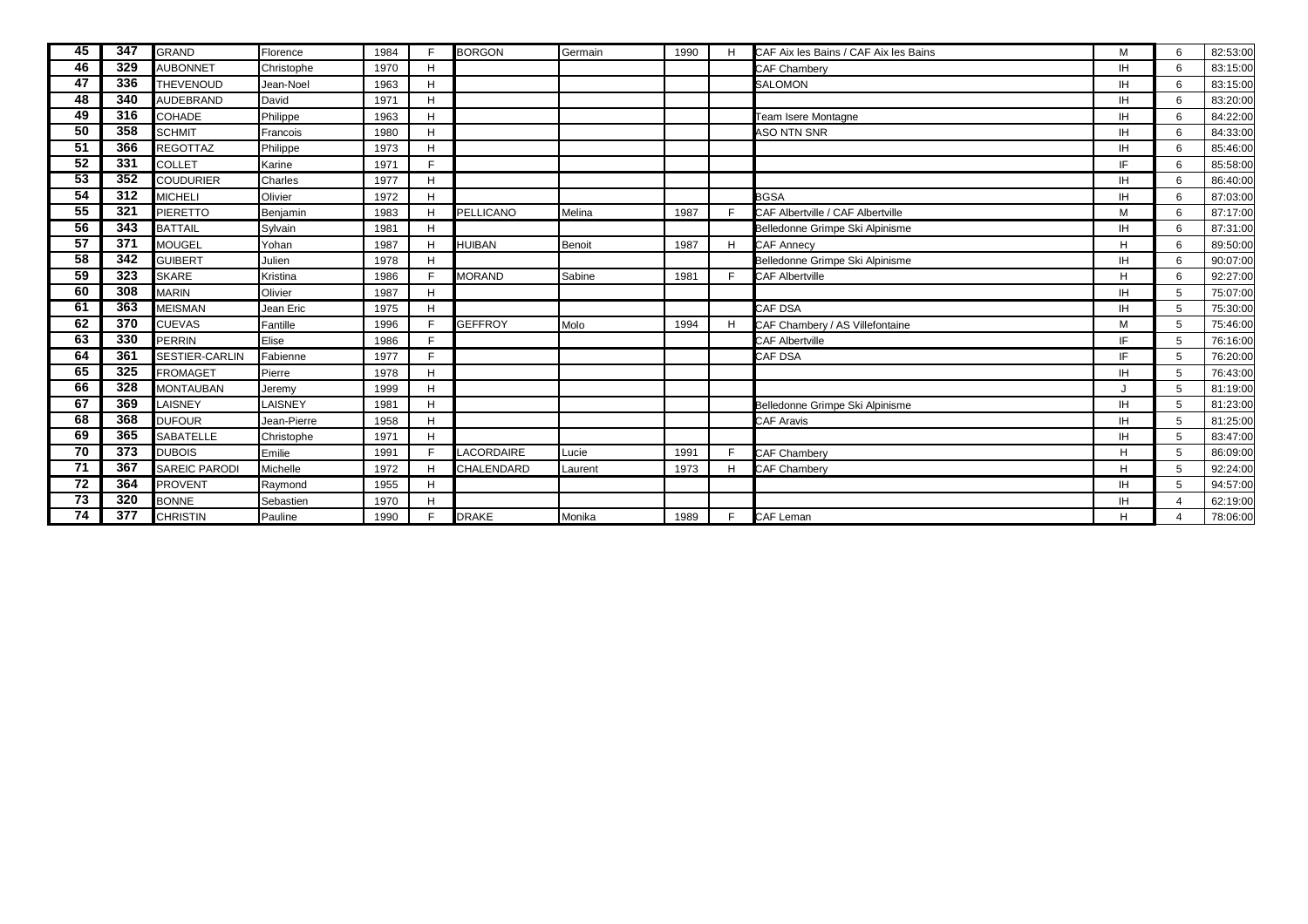| | | | | | | | | | | | | | |
|---|---|---|---|---|---|---|---|---|---|---|---|---|---|
| 45 | 347 | GRAND | Florence | 1984 | F | BORGON | Germain | 1990 | H | CAF Aix les Bains / CAF Aix les Bains | M | 6 | 82:53:00 |
| 46 | 329 | AUBONNET | Christophe | 1970 | H | | | | | CAF Chambery | IH | 6 | 83:15:00 |
| 47 | 336 | THEVENOUD | Jean-Noel | 1963 | H | | | | | SALOMON | IH | 6 | 83:15:00 |
| 48 | 340 | AUDEBRAND | David | 1971 | H | | | | | | IH | 6 | 83:20:00 |
| 49 | 316 | COHADE | Philippe | 1963 | H | | | | | Team Isere Montagne | IH | 6 | 84:22:00 |
| 50 | 358 | SCHMIT | Francois | 1980 | H | | | | | ASO NTN SNR | IH | 6 | 84:33:00 |
| 51 | 366 | REGOTTAZ | Philippe | 1973 | H | | | | | | IH | 6 | 85:46:00 |
| 52 | 331 | COLLET | Karine | 1971 | F | | | | | | IF | 6 | 85:58:00 |
| 53 | 352 | COUDURIER | Charles | 1977 | H | | | | | | IH | 6 | 86:40:00 |
| 54 | 312 | MICHELI | Olivier | 1972 | H | | | | | BGSA | IH | 6 | 87:03:00 |
| 55 | 321 | PIERETTO | Benjamin | 1983 | H | PELLICANO | Melina | 1987 | F | CAF Albertville / CAF Albertville | M | 6 | 87:17:00 |
| 56 | 343 | BATTAIL | Sylvain | 1981 | H | | | | | Belledonne Grimpe Ski Alpinisme | IH | 6 | 87:31:00 |
| 57 | 371 | MOUGEL | Yohan | 1987 | H | HUIBAN | Benoit | 1987 | H | CAF Annecy | H | 6 | 89:50:00 |
| 58 | 342 | GUIBERT | Julien | 1978 | H | | | | | Belledonne Grimpe Ski Alpinisme | IH | 6 | 90:07:00 |
| 59 | 323 | SKARE | Kristina | 1986 | F | MORAND | Sabine | 1981 | F | CAF Albertville | H | 6 | 92:27:00 |
| 60 | 308 | MARIN | Olivier | 1987 | H | | | | | | IH | 5 | 75:07:00 |
| 61 | 363 | MEISMAN | Jean Eric | 1975 | H | | | | | CAF DSA | IH | 5 | 75:30:00 |
| 62 | 370 | CUEVAS | Fantille | 1996 | F | GEFFROY | Molo | 1994 | H | CAF Chambery / AS Villefontaine | M | 5 | 75:46:00 |
| 63 | 330 | PERRIN | Elise | 1986 | F | | | | | CAF Albertville | IF | 5 | 76:16:00 |
| 64 | 361 | SESTIER-CARLIN | Fabienne | 1977 | F | | | | | CAF DSA | IF | 5 | 76:20:00 |
| 65 | 325 | FROMAGET | Pierre | 1978 | H | | | | | | IH | 5 | 76:43:00 |
| 66 | 328 | MONTAUBAN | Jeremy | 1999 | H | | | | | | J | 5 | 81:19:00 |
| 67 | 369 | LAISNEY | LAISNEY | 1981 | H | | | | | Belledonne Grimpe Ski Alpinisme | IH | 5 | 81:23:00 |
| 68 | 368 | DUFOUR | Jean-Pierre | 1958 | H | | | | | CAF Aravis | IH | 5 | 81:25:00 |
| 69 | 365 | SABATELLE | Christophe | 1971 | H | | | | | | IH | 5 | 83:47:00 |
| 70 | 373 | DUBOIS | Emilie | 1991 | F | LACORDAIRE | Lucie | 1991 | F | CAF Chambery | H | 5 | 86:09:00 |
| 71 | 367 | SAREIC PARODI | Michelle | 1972 | H | CHALENDARD | Laurent | 1973 | H | CAF Chambery | H | 5 | 92:24:00 |
| 72 | 364 | PROVENT | Raymond | 1955 | H | | | | | | IH | 5 | 94:57:00 |
| 73 | 320 | BONNE | Sebastien | 1970 | H | | | | | | IH | 4 | 62:19:00 |
| 74 | 377 | CHRISTIN | Pauline | 1990 | F | DRAKE | Monika | 1989 | F | CAF Leman | H | 4 | 78:06:00 |